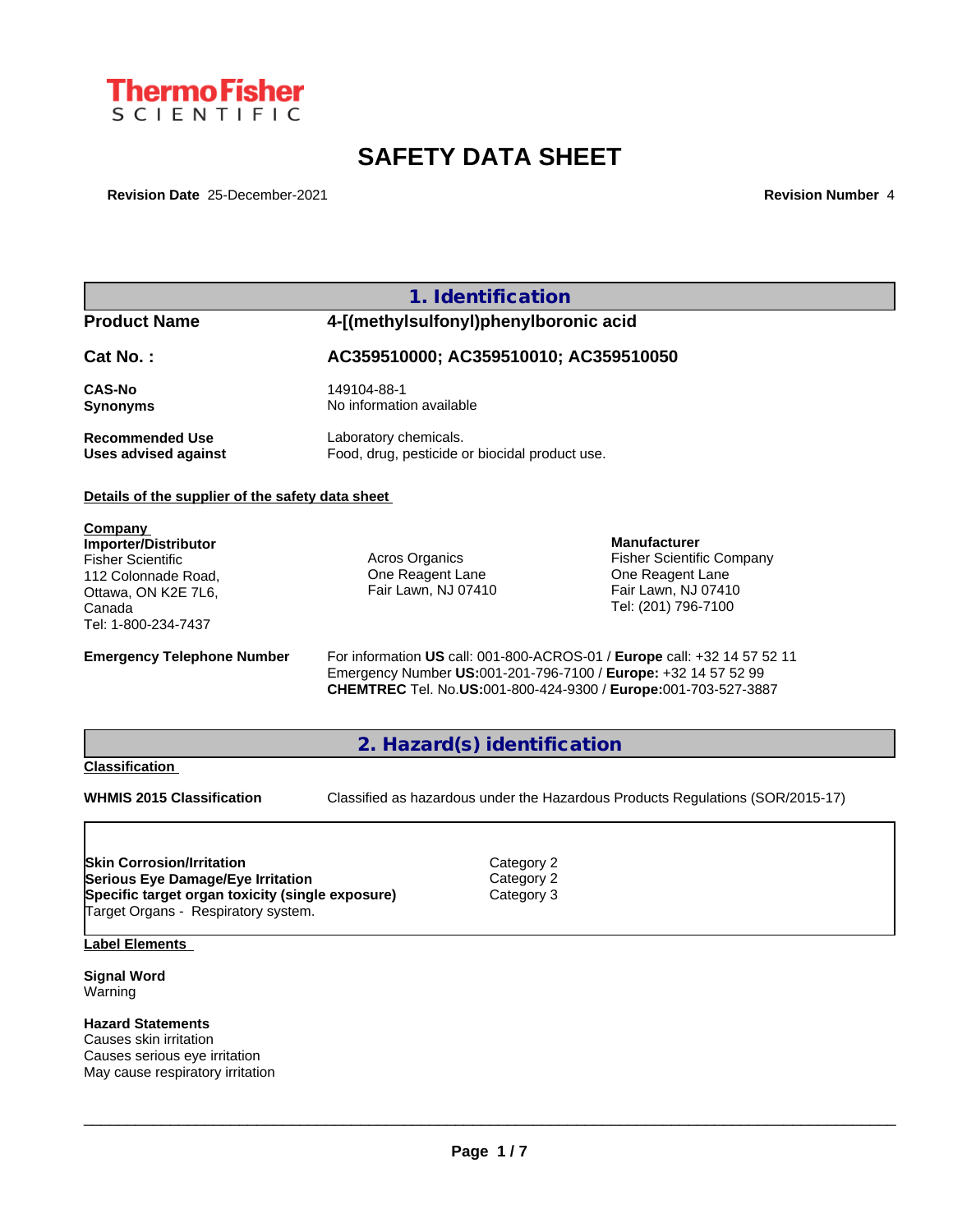ThermoFisher SCIENTIFIC

# SAFETY DATA SHEET

**Revision Date** 25-December-2021 **Revision Number** 4

## 1. Identification

| | |
|---|---|
| **Product Name** | **4-[(methylsulfonyl)phenylboronic acid** |
| **Cat No. :** | **AC359510000; AC359510010; AC359510050** |
| **CAS-No** | 149104-88-1 |
| **Synonyms** | No information available |
| **Recommended Use** | Laboratory chemicals. |
| **Uses advised against** | Food, drug, pesticide or biocidal product use. |

**Details of the supplier of the safety data sheet**

**Company**
**Importer/Distributor**
Fisher Scientific
112 Colonnade Road,
Ottawa, ON K2E 7L6,
Canada
Tel: 1-800-234-7437

Acros Organics
One Reagent Lane
Fair Lawn, NJ 07410

**Manufacturer**
Fisher Scientific Company
One Reagent Lane
Fair Lawn, NJ 07410
Tel: (201) 796-7100

**Emergency Telephone Number**
For information **US** call: 001-800-ACROS-01 / **Europe** call: +32 14 57 52 11
Emergency Number **US:**001-201-796-7100 / **Europe:** +32 14 57 52 99
**CHEMTREC** Tel. No.**US:**001-800-424-9300 / **Europe:**001-703-527-3887

## 2. Hazard(s) identification

**Classification**

**WHMIS 2015 Classification** Classified as hazardous under the Hazardous Products Regulations (SOR/2015-17)

| | |
|---|---|
| **Skin Corrosion/Irritation** | Category 2 |
| **Serious Eye Damage/Eye Irritation** | Category 2 |
| **Specific target organ toxicity (single exposure)** | Category 3 |
| Target Organs - Respiratory system. | |

**Label Elements**

**Signal Word**
Warning

**Hazard Statements**
Causes skin irritation
Causes serious eye irritation
May cause respiratory irritation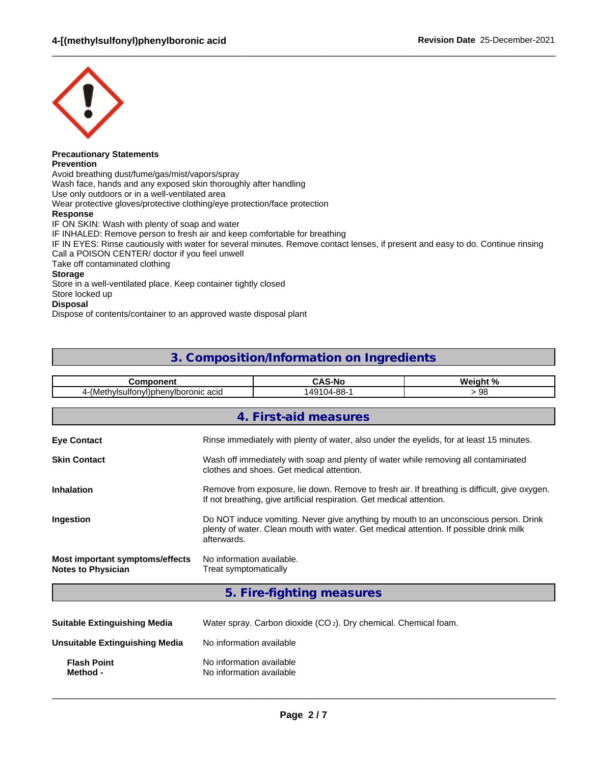**Precautionary Statements**
**Prevention**
Avoid breathing dust/fume/gas/mist/vapors/spray
Wash face, hands and any exposed skin thoroughly after handling
Use only outdoors or in a well-ventilated area
Wear protective gloves/protective clothing/eye protection/face protection
**Response**
IF ON SKIN: Wash with plenty of soap and water
IF INHALED: Remove person to fresh air and keep comfortable for breathing
IF IN EYES: Rinse cautiously with water for several minutes. Remove contact lenses, if present and easy to do. Continue rinsing
Call a POISON CENTER/ doctor if you feel unwell
Take off contaminated clothing
**Storage**
Store in a well-ventilated place. Keep container tightly closed
Store locked up
**Disposal**
Dispose of contents/container to an approved waste disposal plant

## 3. Composition/Information on Ingredients

| Component | CAS-No | Weight % |
|---|---|---|
| 4-(Methylsulfonyl)phenylboronic acid | 149104-88-1 | > 98 |

## 4. First-aid measures

**Eye Contact**: Rinse immediately with plenty of water, also under the eyelids, for at least 15 minutes.

**Skin Contact**: Wash off immediately with soap and plenty of water while removing all contaminated clothes and shoes. Get medical attention.

**Inhalation**: Remove from exposure, lie down. Remove to fresh air. If breathing is difficult, give oxygen. If not breathing, give artificial respiration. Get medical attention.

**Ingestion**: Do NOT induce vomiting. Never give anything by mouth to an unconscious person. Drink plenty of water. Clean mouth with water. Get medical attention. If possible drink milk afterwards.

**Most important symptoms/effects**: No information available.
**Notes to Physician**: Treat symptomatically

## 5. Fire-fighting measures

**Suitable Extinguishing Media**: Water spray. Carbon dioxide ($CO_2$). Dry chemical. Chemical foam.

**Unsuitable Extinguishing Media**: No information available

**Flash Point**: No information available
**Method -**: No information available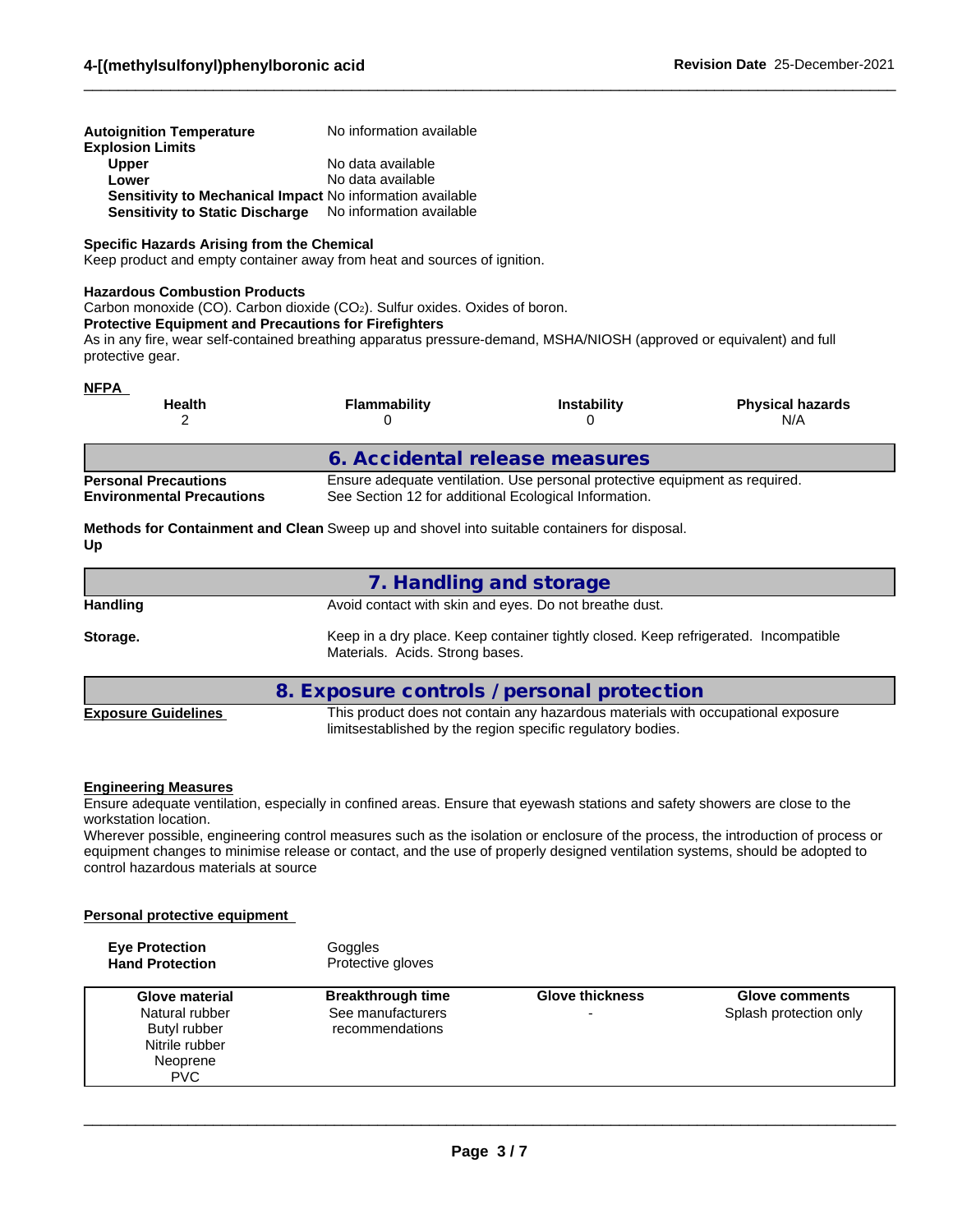**Autoignition Temperature** No information available

**Explosion Limits**

- **Upper** No data available
- **Lower** No data available
- **Sensitivity to Mechanical Impact** No information available
- **Sensitivity to Static Discharge** No information available

**Specific Hazards Arising from the Chemical**

Keep product and empty container away from heat and sources of ignition.

**Hazardous Combustion Products**

Carbon monoxide (CO). Carbon dioxide ($CO_2$). Sulfur oxides. Oxides of boron.

**Protective Equipment and Precautions for Firefighters**

As in any fire, wear self-contained breathing apparatus pressure-demand, MSHA/NIOSH (approved or equivalent) and full protective gear.

**NFPA**

| Health | Flammability | Instability | Physical hazards |
|---|---|---|---|
| 2 | 0 | 0 | N/A |

## 6. Accidental release measures

**Personal Precautions** Ensure adequate ventilation. Use personal protective equipment as required.

**Environmental Precautions** See Section 12 for additional Ecological Information.

**Methods for Containment and Clean Up** Sweep up and shovel into suitable containers for disposal.

## 7. Handling and storage

**Handling** Avoid contact with skin and eyes. Do not breathe dust.

**Storage.** Keep in a dry place. Keep container tightly closed. Keep refrigerated. Incompatible Materials. Acids. Strong bases.

## 8. Exposure controls / personal protection

**Exposure Guidelines** This product does not contain any hazardous materials with occupational exposure limitsestablished by the region specific regulatory bodies.

**Engineering Measures**

Ensure adequate ventilation, especially in confined areas. Ensure that eyewash stations and safety showers are close to the workstation location.

Wherever possible, engineering control measures such as the isolation or enclosure of the process, the introduction of process or equipment changes to minimise release or contact, and the use of properly designed ventilation systems, should be adopted to control hazardous materials at source

**Personal protective equipment**

**Eye Protection** Goggles

**Hand Protection** Protective gloves

| Glove material | Breakthrough time | Glove thickness | Glove comments |
|---|---|---|---|
| Natural rubber<br>Butyl rubber<br>Nitrile rubber<br>Neoprene<br>PVC | See manufacturers recommendations | - | Splash protection only |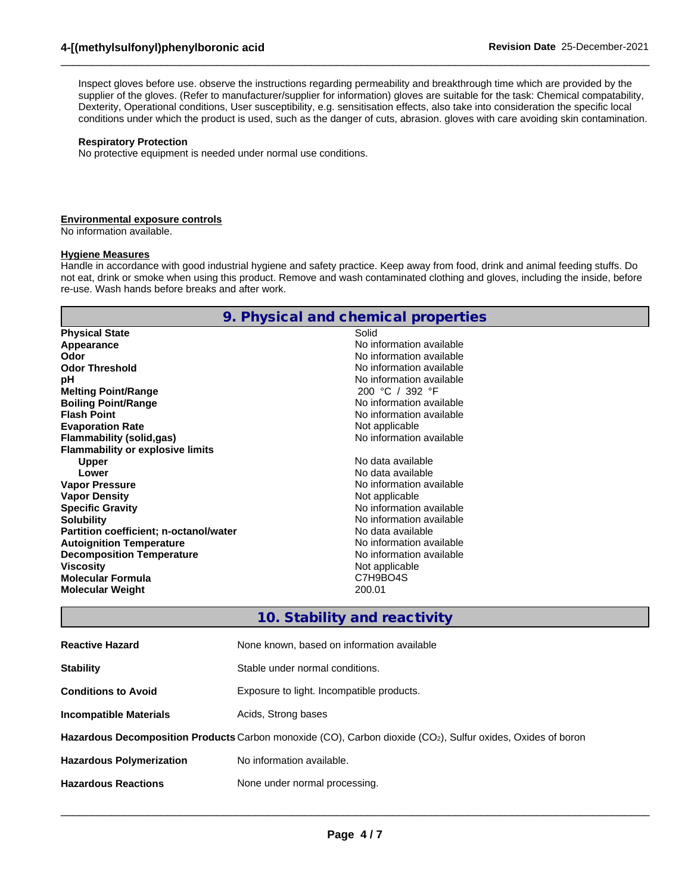Inspect gloves before use. observe the instructions regarding permeability and breakthrough time which are provided by the supplier of the gloves. (Refer to manufacturer/supplier for information) gloves are suitable for the task: Chemical compatability, Dexterity, Operational conditions, User susceptibility, e.g. sensitisation effects, also take into consideration the specific local conditions under which the product is used, such as the danger of cuts, abrasion. gloves with care avoiding skin contamination.

**Respiratory Protection**
No protective equipment is needed under normal use conditions.

**Environmental exposure controls**
No information available.

**Hygiene Measures**
Handle in accordance with good industrial hygiene and safety practice. Keep away from food, drink and animal feeding stuffs. Do not eat, drink or smoke when using this product. Remove and wash contaminated clothing and gloves, including the inside, before re-use. Wash hands before breaks and after work.

## 9. Physical and chemical properties

| | |
|---|---|
| **Physical State** | Solid |
| **Appearance** | No information available |
| **Odor** | No information available |
| **Odor Threshold** | No information available |
| **pH** | No information available |
| **Melting Point/Range** | 200 °C / 392 °F |
| **Boiling Point/Range** | No information available |
| **Flash Point** | No information available |
| **Evaporation Rate** | Not applicable |
| **Flammability (solid,gas)** | No information available |
| **Flammability or explosive limits** | |
| **Upper** | No data available |
| **Lower** | No data available |
| **Vapor Pressure** | No information available |
| **Vapor Density** | Not applicable |
| **Specific Gravity** | No information available |
| **Solubility** | No information available |
| **Partition coefficient; n-octanol/water** | No data available |
| **Autoignition Temperature** | No information available |
| **Decomposition Temperature** | No information available |
| **Viscosity** | Not applicable |
| **Molecular Formula** | C7H9BO4S |
| **Molecular Weight** | 200.01 |

## 10. Stability and reactivity

| | |
|---|---|
| **Reactive Hazard** | None known, based on information available |
| **Stability** | Stable under normal conditions. |
| **Conditions to Avoid** | Exposure to light. Incompatible products. |
| **Incompatible Materials** | Acids, Strong bases |
| **Hazardous Decomposition Products** | Carbon monoxide (CO), Carbon dioxide ($CO_2$), Sulfur oxides, Oxides of boron |
| **Hazardous Polymerization** | No information available. |
| **Hazardous Reactions** | None under normal processing. |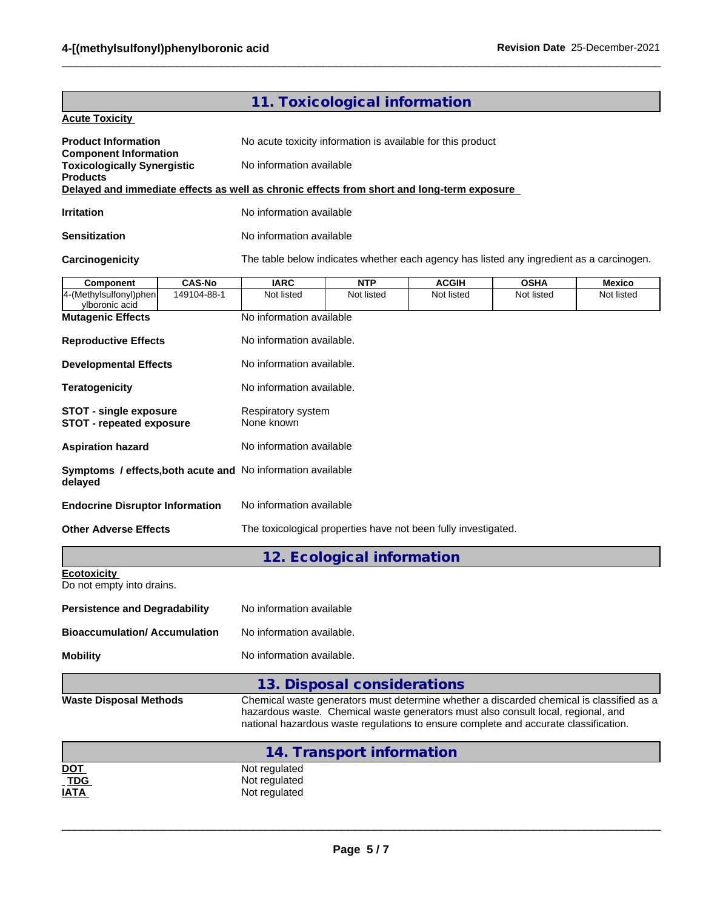## 11. Toxicological information

**Acute Toxicity**

**Product Information** No acute toxicity information is available for this product

**Component Information**

**Toxicologically Synergistic Products** No information available

**Delayed and immediate effects as well as chronic effects from short and long-term exposure**

**Irritation** No information available

**Sensitization** No information available

**Carcinogenicity** The table below indicates whether each agency has listed any ingredient as a carcinogen.

| Component | CAS-No | IARC | NTP | ACGIH | OSHA | Mexico |
|---|---|---|---|---|---|---|
| 4-(Methylsulfonyl)phenylboronic acid | 149104-88-1 | Not listed | Not listed | Not listed | Not listed | Not listed |

**Mutagenic Effects** No information available

**Reproductive Effects** No information available.

**Developmental Effects** No information available.

**Teratogenicity** No information available.

**STOT - single exposure** Respiratory system

**STOT - repeated exposure** None known

**Aspiration hazard** No information available

**Symptoms / effects,both acute and delayed** No information available

**Endocrine Disruptor Information** No information available

**Other Adverse Effects** The toxicological properties have not been fully investigated.

## 12. Ecological information

**Ecotoxicity**

Do not empty into drains.

**Persistence and Degradability** No information available

**Bioaccumulation/ Accumulation** No information available.

**Mobility** No information available.

## 13. Disposal considerations

**Waste Disposal Methods** Chemical waste generators must determine whether a discarded chemical is classified as a hazardous waste. Chemical waste generators must also consult local, regional, and national hazardous waste regulations to ensure complete and accurate classification.

## 14. Transport information

**DOT** Not regulated

**TDG** Not regulated

**IATA** Not regulated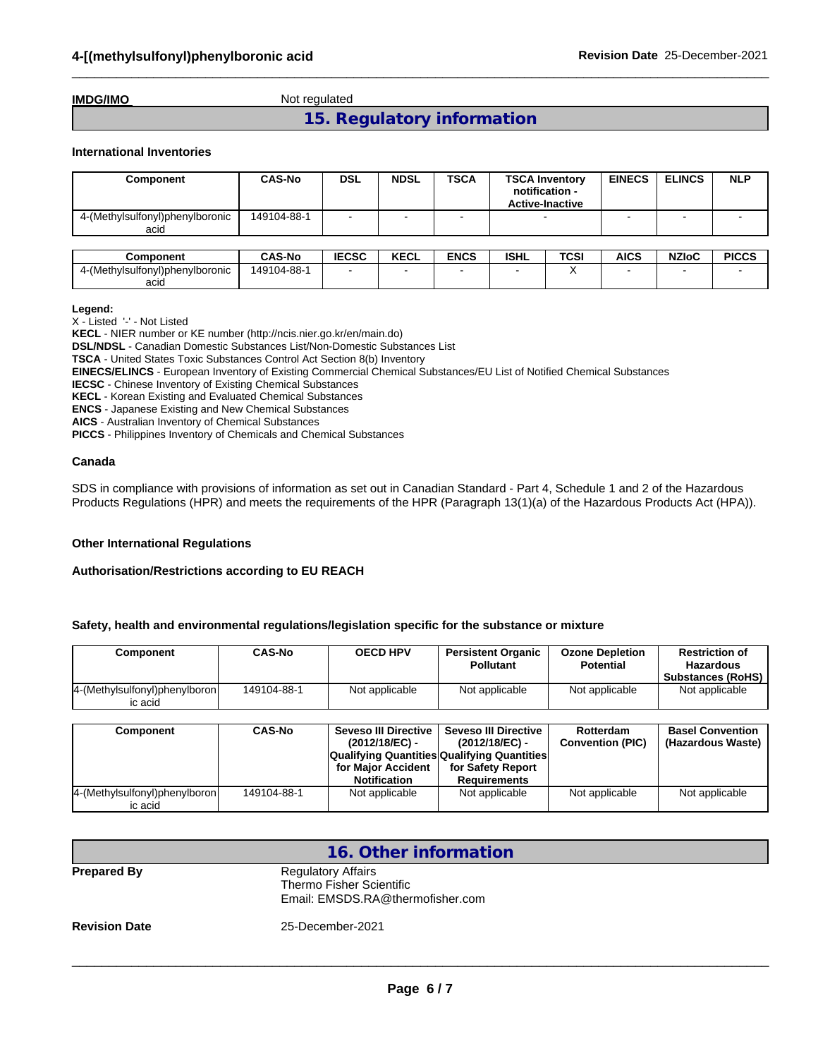**IMDG/IMO** Not regulated

## 15. Regulatory information

**International Inventories**

| Component | CAS-No | DSL | NDSL | TSCA | TSCA Inventory notification - Active-Inactive | EINECS | ELINCS | NLP |
|---|---|---|---|---|---|---|---|---|
| 4-(Methylsulfonyl)phenylboronic acid | 149104-88-1 | - | - | - | - | - | - | - |

| Component | CAS-No | IECSC | KECL | ENCS | ISHL | TCSI | AICS | NZIoC | PICCS |
|---|---|---|---|---|---|---|---|---|---|
| 4-(Methylsulfonyl)phenylboronic acid | 149104-88-1 | - | - | - | - | X | - | - | - |

**Legend:**

X - Listed '-' - Not Listed
**KECL** - NIER number or KE number (http://ncis.nier.go.kr/en/main.do)
**DSL/NDSL** - Canadian Domestic Substances List/Non-Domestic Substances List
**TSCA** - United States Toxic Substances Control Act Section 8(b) Inventory
**EINECS/ELINCS** - European Inventory of Existing Commercial Chemical Substances/EU List of Notified Chemical Substances
**IECSC** - Chinese Inventory of Existing Chemical Substances
**KECL** - Korean Existing and Evaluated Chemical Substances
**ENCS** - Japanese Existing and New Chemical Substances
**AICS** - Australian Inventory of Chemical Substances
**PICCS** - Philippines Inventory of Chemicals and Chemical Substances

**Canada**

SDS in compliance with provisions of information as set out in Canadian Standard - Part 4, Schedule 1 and 2 of the Hazardous Products Regulations (HPR) and meets the requirements of the HPR (Paragraph 13(1)(a) of the Hazardous Products Act (HPA)).

**Other International Regulations**

**Authorisation/Restrictions according to EU REACH**

**Safety, health and environmental regulations/legislation specific for the substance or mixture**

| Component | CAS-No | OECD HPV | Persistent Organic Pollutant | Ozone Depletion Potential | Restriction of Hazardous Substances (RoHS) |
|---|---|---|---|---|---|
| 4-(Methylsulfonyl)phenylboronic acid | 149104-88-1 | Not applicable | Not applicable | Not applicable | Not applicable |

| Component | CAS-No | Seveso III Directive (2012/18/EC) - Qualifying Quantities for Major Accident Notification | Seveso III Directive (2012/18/EC) - Qualifying Quantities for Safety Report Requirements | Rotterdam Convention (PIC) | Basel Convention (Hazardous Waste) |
|---|---|---|---|---|---|
| 4-(Methylsulfonyl)phenylboronic acid | 149104-88-1 | Not applicable | Not applicable | Not applicable | Not applicable |

## 16. Other information

**Prepared By** Regulatory Affairs
Thermo Fisher Scientific
Email: EMSDS.RA@thermofisher.com

**Revision Date** 25-December-2021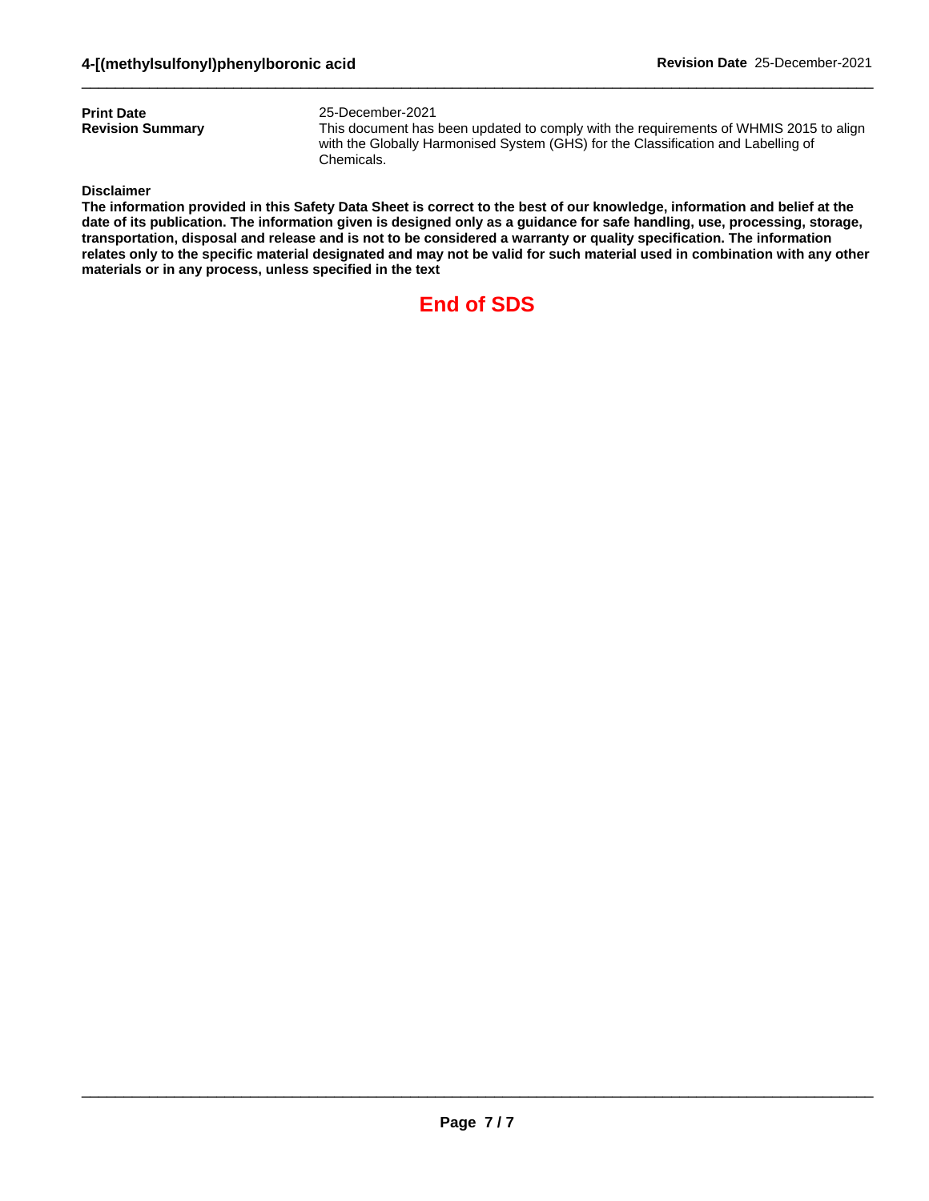**Print Date** 25-December-2021

**Revision Summary** This document has been updated to comply with the requirements of WHMIS 2015 to align with the Globally Harmonised System (GHS) for the Classification and Labelling of Chemicals.

**Disclaimer**

**The information provided in this Safety Data Sheet is correct to the best of our knowledge, information and belief at the date of its publication. The information given is designed only as a guidance for safe handling, use, processing, storage, transportation, disposal and release and is not to be considered a warranty or quality specification. The information relates only to the specific material designated and may not be valid for such material used in combination with any other materials or in any process, unless specified in the text**

**End of SDS**